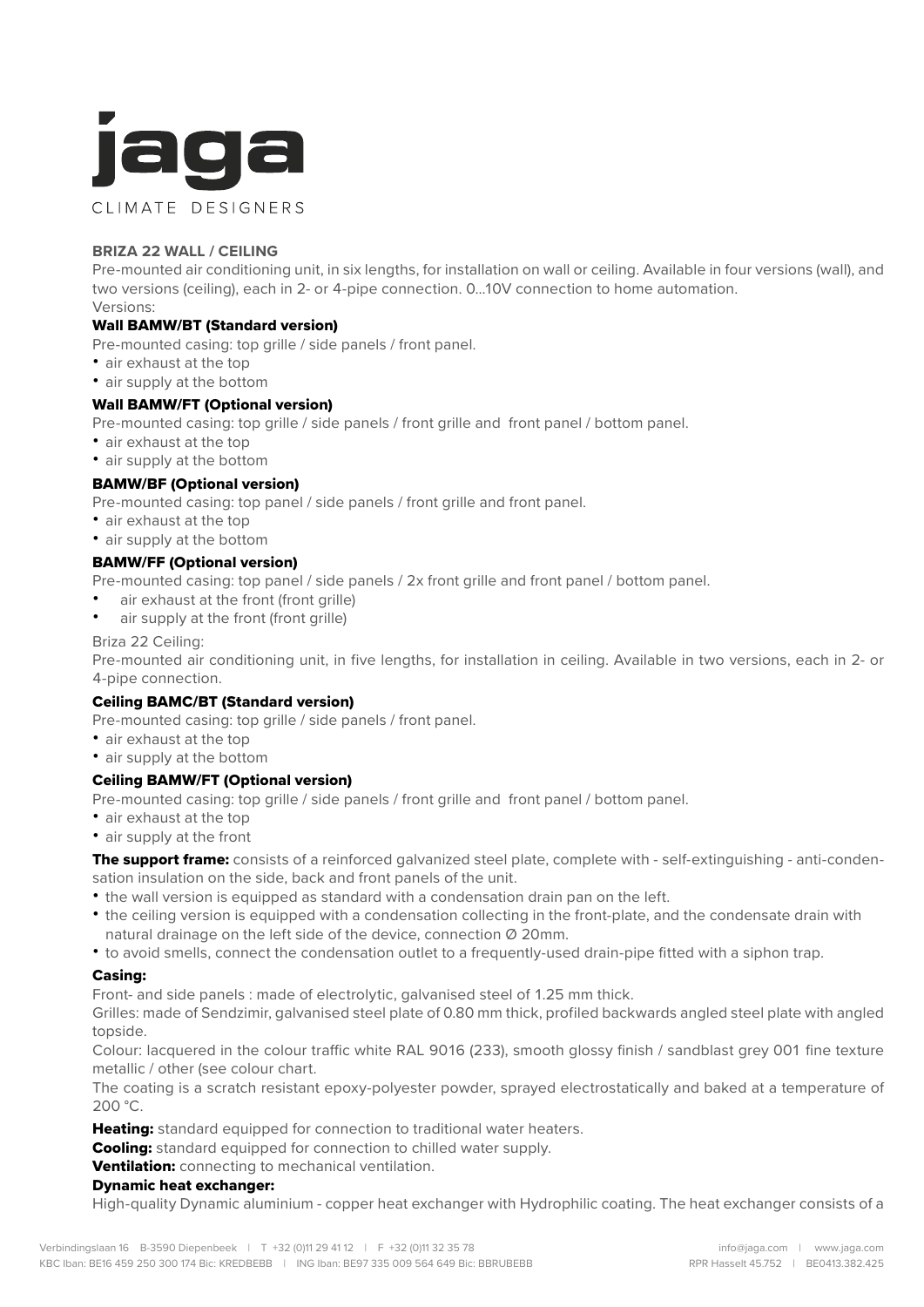jaga

CLIMATE DESIGNERS

**BRIZA 22 WALL / CEILING**

Pre-mounted air conditioning unit, in six lengths, for installation on wall or ceiling. Available in four versions (wall), and two versions (ceiling), each in 2- or 4-pipe connection. 0...10V connection to home automation.
Versions:

**Wall BAMW/BT (Standard version)**

Pre-mounted casing: top grille / side panels / front panel.

- air exhaust at the top
- air supply at the bottom

**Wall BAMW/FT (Optional version)**

Pre-mounted casing: top grille / side panels / front grille and front panel / bottom panel.

- air exhaust at the top
- air supply at the bottom

**BAMW/BF (Optional version)**

Pre-mounted casing: top panel / side panels / front grille and front panel.

- air exhaust at the top
- air supply at the bottom

**BAMW/FF (Optional version)**

Pre-mounted casing: top panel / side panels / 2x front grille and front panel / bottom panel.

- air exhaust at the front (front grille)
- air supply at the front (front grille)

Briza 22 Ceiling:
Pre-mounted air conditioning unit, in five lengths, for installation in ceiling. Available in two versions, each in 2- or 4-pipe connection.

**Ceiling BAMC/BT (Standard version)**

Pre-mounted casing: top grille / side panels / front panel.

- air exhaust at the top
- air supply at the bottom

**Ceiling BAMW/FT (Optional version)**

Pre-mounted casing: top grille / side panels / front grille and front panel / bottom panel.

- air exhaust at the top
- air supply at the front

**The support frame:** consists of a reinforced galvanized steel plate, complete with - self-extinguishing - anti-condensation insulation on the side, back and front panels of the unit.

- the wall version is equipped as standard with a condensation drain pan on the left.
- the ceiling version is equipped with a condensation collecting in the front-plate, and the condensate drain with natural drainage on the left side of the device, connection Ø 20mm.
- to avoid smells, connect the condensation outlet to a frequently-used drain-pipe fitted with a siphon trap.

**Casing:**

Front- and side panels : made of electrolytic, galvanised steel of 1.25 mm thick.
Grilles: made of Sendzimir, galvanised steel plate of 0.80 mm thick, profiled backwards angled steel plate with angled topside.
Colour: lacquered in the colour traffic white RAL 9016 (233), smooth glossy finish / sandblast grey 001 fine texture metallic / other (see colour chart.
The coating is a scratch resistant epoxy-polyester powder, sprayed electrostatically and baked at a temperature of 200 °C.

**Heating:** standard equipped for connection to traditional water heaters.
**Cooling:** standard equipped for connection to chilled water supply.
**Ventilation:** connecting to mechanical ventilation.

**Dynamic heat exchanger:**

High-quality Dynamic aluminium - copper heat exchanger with Hydrophilic coating. The heat exchanger consists of a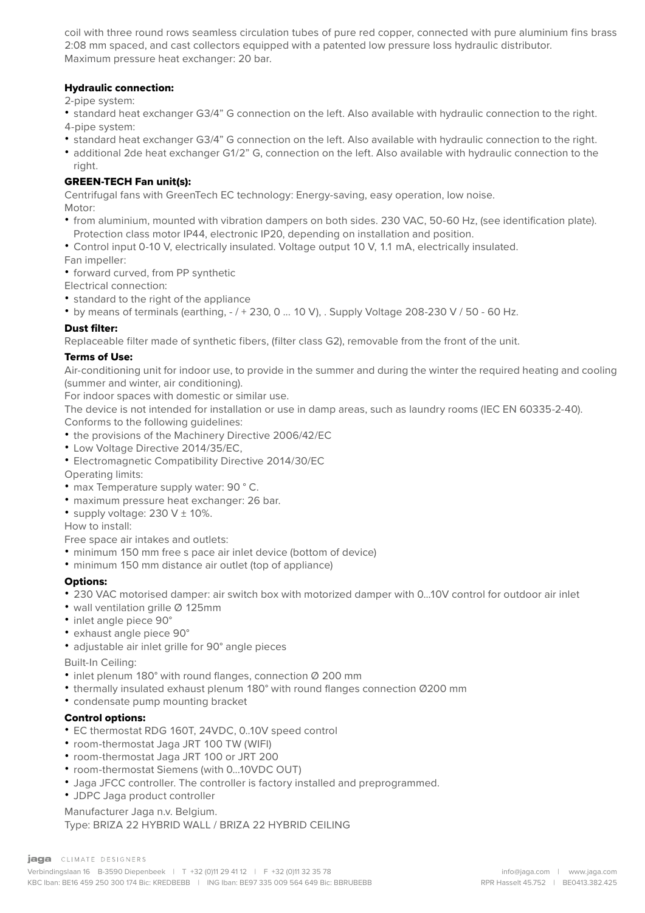coil with three round rows seamless circulation tubes of pure red copper, connected with pure aluminium fins brass 2:08 mm spaced, and cast collectors equipped with a patented low pressure loss hydraulic distributor.
Maximum pressure heat exchanger: 20 bar.

**Hydraulic connection:**

2-pipe system:

- standard heat exchanger G3/4" G connection on the left. Also available with hydraulic connection to the right.

4-pipe system:

- standard heat exchanger G3/4" G connection on the left. Also available with hydraulic connection to the right.
- additional 2de heat exchanger G1/2" G, connection on the left. Also available with hydraulic connection to the right.

**GREEN-TECH Fan unit(s):**

Centrifugal fans with GreenTech EC technology: Energy-saving, easy operation, low noise.

Motor:

- from aluminium, mounted with vibration dampers on both sides. 230 VAC, 50-60 Hz, (see identification plate). Protection class motor IP44, electronic IP20, depending on installation and position.
- Control input 0-10 V, electrically insulated. Voltage output 10 V, 1.1 mA, electrically insulated.

Fan impeller:

- forward curved, from PP synthetic

Electrical connection:

- standard to the right of the appliance
- by means of terminals (earthing, - / + 230, 0 ... 10 V), . Supply Voltage 208-230 V / 50 - 60 Hz.

**Dust filter:**

Replaceable filter made of synthetic fibers, (filter class G2), removable from the front of the unit.

**Terms of Use:**

Air-conditioning unit for indoor use, to provide in the summer and during the winter the required heating and cooling (summer and winter, air conditioning).

For indoor spaces with domestic or similar use.

The device is not intended for installation or use in damp areas, such as laundry rooms (IEC EN 60335-2-40).

Conforms to the following guidelines:

- the provisions of the Machinery Directive 2006/42/EC
- Low Voltage Directive 2014/35/EC,
- Electromagnetic Compatibility Directive 2014/30/EC

Operating limits:

- max Temperature supply water: 90 ° C.
- maximum pressure heat exchanger: 26 bar.
- supply voltage: 230 V ± 10%.

How to install:

Free space air intakes and outlets:

- minimum 150 mm free s pace air inlet device (bottom of device)
- minimum 150 mm distance air outlet (top of appliance)

**Options:**

- 230 VAC motorised damper: air switch box with motorized damper with 0...10V control for outdoor air inlet
- wall ventilation grille Ø 125mm
- inlet angle piece 90°
- exhaust angle piece 90°
- adjustable air inlet grille for 90° angle pieces

Built-In Ceiling:

- inlet plenum 180° with round flanges, connection Ø 200 mm
- thermally insulated exhaust plenum 180° with round flanges connection Ø200 mm
- condensate pump mounting bracket

**Control options:**

- EC thermostat RDG 160T, 24VDC, 0..10V speed control
- room-thermostat Jaga JRT 100 TW (WIFI)
- room-thermostat Jaga JRT 100 or JRT 200
- room-thermostat Siemens (with 0...10VDC OUT)
- Jaga JFCC controller. The controller is factory installed and preprogrammed.
- JDPC Jaga product controller

Manufacturer Jaga n.v. Belgium.

Type: BRIZA 22 HYBRID WALL / BRIZA 22 HYBRID CEILING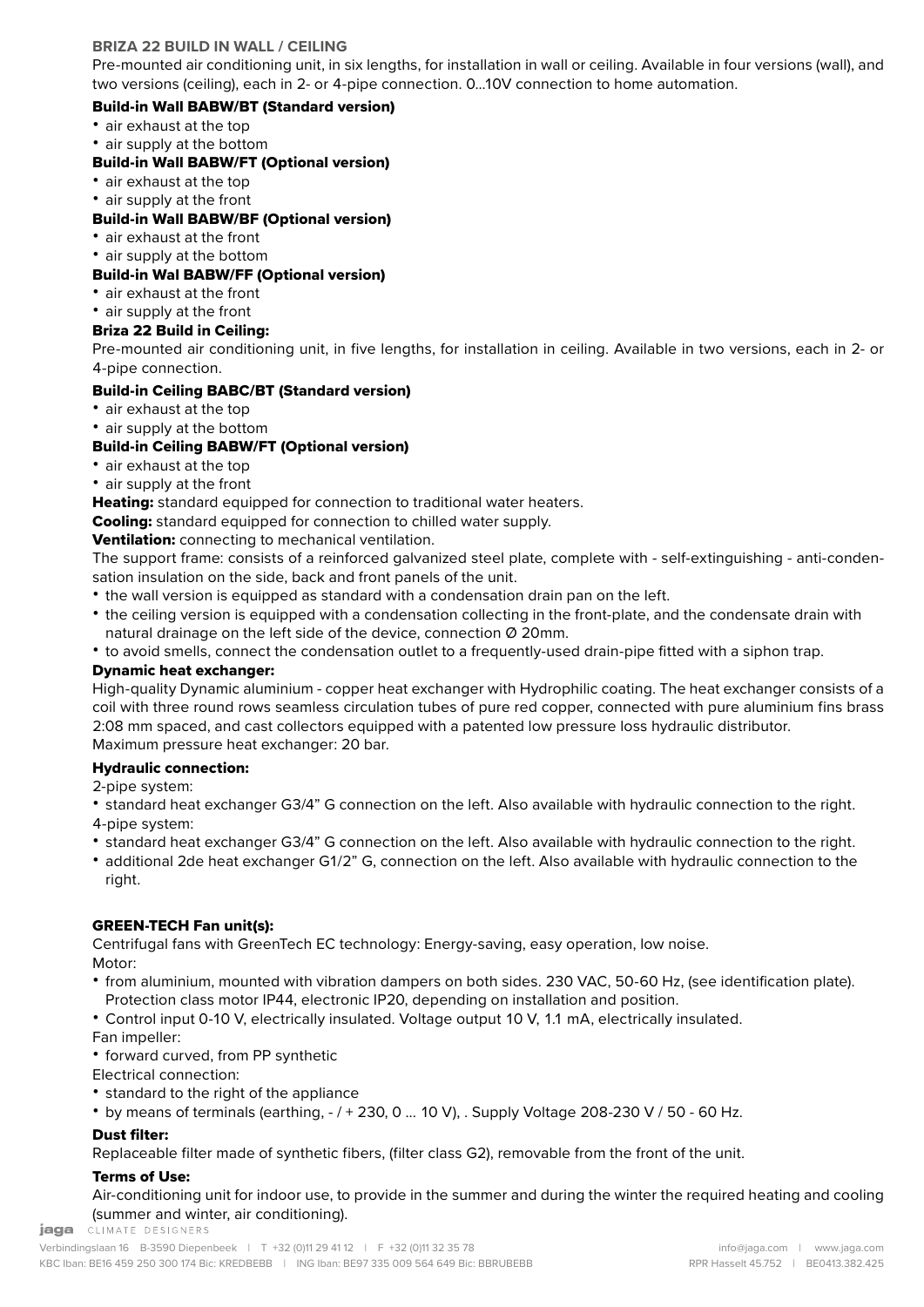**BRIZA 22 BUILD IN WALL / CEILING**

Pre-mounted air conditioning unit, in six lengths, for installation in wall or ceiling. Available in four versions (wall), and two versions (ceiling), each in 2- or 4-pipe connection. 0...10V connection to home automation.

**Build-in Wall BABW/BT (Standard version)**

- air exhaust at the top
- air supply at the bottom

**Build-in Wall BABW/FT (Optional version)**

- air exhaust at the top
- air supply at the front

**Build-in Wall BABW/BF (Optional version)**

- air exhaust at the front
- air supply at the bottom

**Build-in Wal BABW/FF (Optional version)**

- air exhaust at the front
- air supply at the front

**Briza 22 Build in Ceiling:**

Pre-mounted air conditioning unit, in five lengths, for installation in ceiling. Available in two versions, each in 2- or 4-pipe connection.

**Build-in Ceiling BABC/BT (Standard version)**

- air exhaust at the top
- air supply at the bottom

**Build-in Ceiling BABW/FT (Optional version)**

- air exhaust at the top
- air supply at the front

**Heating:** standard equipped for connection to traditional water heaters.

**Cooling:** standard equipped for connection to chilled water supply.

**Ventilation:** connecting to mechanical ventilation.

The support frame: consists of a reinforced galvanized steel plate, complete with - self-extinguishing - anti-condensation insulation on the side, back and front panels of the unit.

- the wall version is equipped as standard with a condensation drain pan on the left.
- the ceiling version is equipped with a condensation collecting in the front-plate, and the condensate drain with natural drainage on the left side of the device, connection Ø 20mm.
- to avoid smells, connect the condensation outlet to a frequently-used drain-pipe fitted with a siphon trap.

**Dynamic heat exchanger:**

High-quality Dynamic aluminium - copper heat exchanger with Hydrophilic coating. The heat exchanger consists of a coil with three round rows seamless circulation tubes of pure red copper, connected with pure aluminium fins brass 2:08 mm spaced, and cast collectors equipped with a patented low pressure loss hydraulic distributor.
Maximum pressure heat exchanger: 20 bar.

**Hydraulic connection:**

2-pipe system:

- standard heat exchanger G3/4" G connection on the left. Also available with hydraulic connection to the right.

4-pipe system:

- standard heat exchanger G3/4" G connection on the left. Also available with hydraulic connection to the right.
- additional 2de heat exchanger G1/2" G, connection on the left. Also available with hydraulic connection to the right.

**GREEN-TECH Fan unit(s):**

Centrifugal fans with GreenTech EC technology: Energy-saving, easy operation, low noise.

Motor:

- from aluminium, mounted with vibration dampers on both sides. 230 VAC, 50-60 Hz, (see identification plate). Protection class motor IP44, electronic IP20, depending on installation and position.
- Control input 0-10 V, electrically insulated. Voltage output 10 V, 1.1 mA, electrically insulated.

Fan impeller:

- forward curved, from PP synthetic

Electrical connection:

- standard to the right of the appliance
- by means of terminals (earthing, - / + 230, 0 ... 10 V), . Supply Voltage 208-230 V / 50 - 60 Hz.

**Dust filter:**

Replaceable filter made of synthetic fibers, (filter class G2), removable from the front of the unit.

**Terms of Use:**

Air-conditioning unit for indoor use, to provide in the summer and during the winter the required heating and cooling (summer and winter, air conditioning).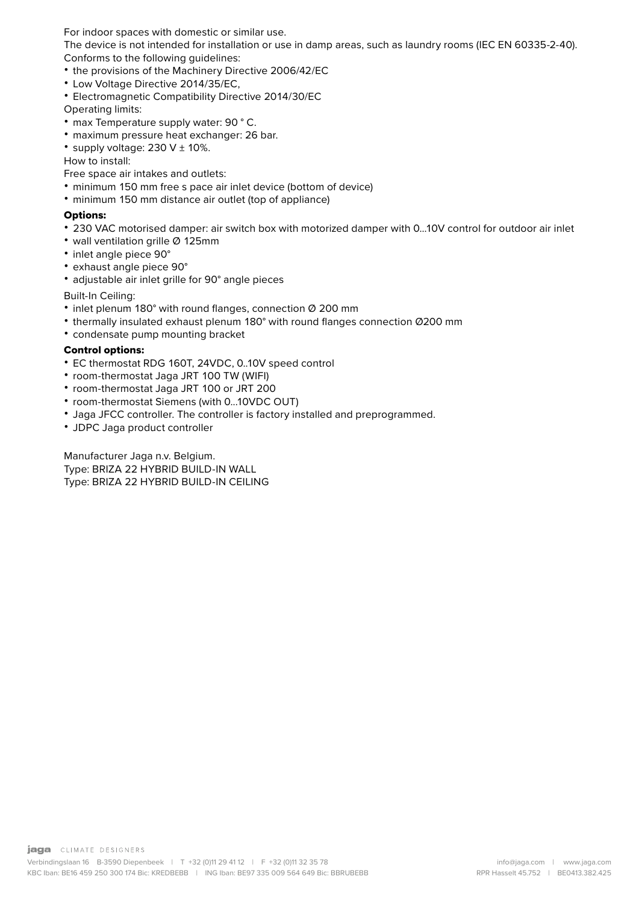For indoor spaces with domestic or similar use.
The device is not intended for installation or use in damp areas, such as laundry rooms (IEC EN 60335-2-40).
Conforms to the following guidelines:

- the provisions of the Machinery Directive 2006/42/EC
- Low Voltage Directive 2014/35/EC,
- Electromagnetic Compatibility Directive 2014/30/EC

Operating limits:

- max Temperature supply water: 90 ° C.
- maximum pressure heat exchanger: 26 bar.
- supply voltage: 230 V ± 10%.

How to install:

Free space air intakes and outlets:

- minimum 150 mm free s pace air inlet device (bottom of device)
- minimum 150 mm distance air outlet (top of appliance)

**Options:**

- 230 VAC motorised damper: air switch box with motorized damper with 0...10V control for outdoor air inlet
- wall ventilation grille Ø 125mm
- inlet angle piece 90°
- exhaust angle piece 90°
- adjustable air inlet grille for 90° angle pieces

Built-In Ceiling:

- inlet plenum 180° with round flanges, connection Ø 200 mm
- thermally insulated exhaust plenum 180° with round flanges connection Ø200 mm
- condensate pump mounting bracket

**Control options:**

- EC thermostat RDG 160T, 24VDC, 0..10V speed control
- room-thermostat Jaga JRT 100 TW (WIFI)
- room-thermostat Jaga JRT 100 or JRT 200
- room-thermostat Siemens (with 0...10VDC OUT)
- Jaga JFCC controller. The controller is factory installed and preprogrammed.
- JDPC Jaga product controller

Manufacturer Jaga n.v. Belgium.
Type: BRIZA 22 HYBRID BUILD-IN WALL
Type: BRIZA 22 HYBRID BUILD-IN CEILING